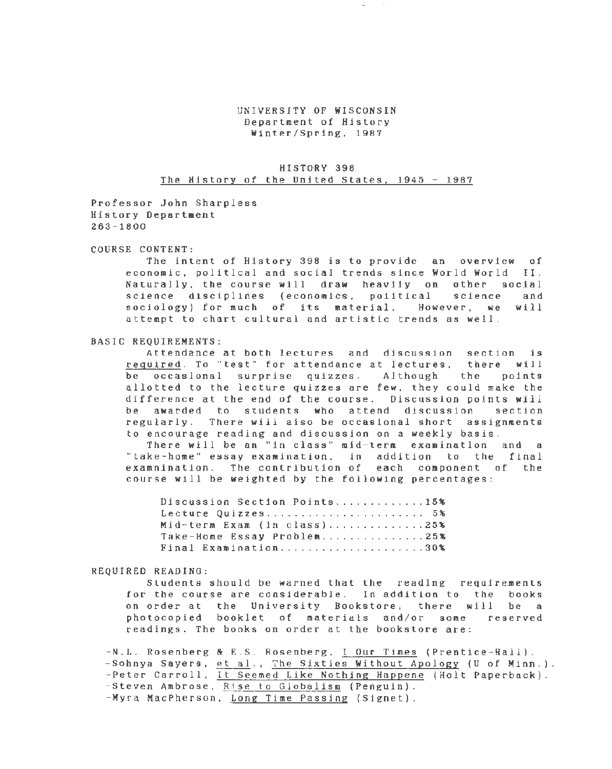UNIVERSITY OF WISCONSIN
Department of History
Winter/Spring, 1987

HISTORY 398
The History of the United States, 1945 - 1987

Professor John Sharpless
History Department
263-1800

COURSE CONTENT:

The intent of History 398 is to provide an overview of economic, political and social trends since World World II. Naturally, the course will draw heavily on other social science disciplines (economics, political science and sociology) for much of its material. However, we will attempt to chart cultural and artistic trends as well.

BASIC REQUIREMENTS:

Attendance at both lectures and discussion section is required. To "test" for attendance at lectures, there will be occasional surprise quizzes. Although the points allotted to the lecture quizzes are few, they could make the difference at the end of the course. Discussion points will be awarded to students who attend discussion section regularly. There will also be occasional short assignments to encourage reading and discussion on a weekly basis.

There will be an "in class" mid-term examination and a "take-home" essay examination, in addition to the final examnination. The contribution of each component of the course will be weighted by the following percentages:

Discussion Section Points.............15%
Lecture Quizzes...................... 5%
Mid-term Exam (in class).............25%
Take-Home Essay Problem..............25%
Final Examination....................30%

REQUIRED READING:

Students should be warned that the reading requirements for the course are considerable. In addition to the books on order at the University Bookstore, there will be a photocopied booklet of materials and/or some reserved readings. The books on order at the bookstore are:

- N.L. Rosenberg & E.S. Rosenberg, I Our Times (Prentice-Hall).
- Sohnya Sayers, et al., The Sixties Without Apology (U of Minn.).
- Peter Carroll, It Seemed Like Nothing Happene (Holt Paperback).
- Steven Ambrose, Rise to Globalism (Penguin).
- Myra MacPherson, Long Time Passing (Signet).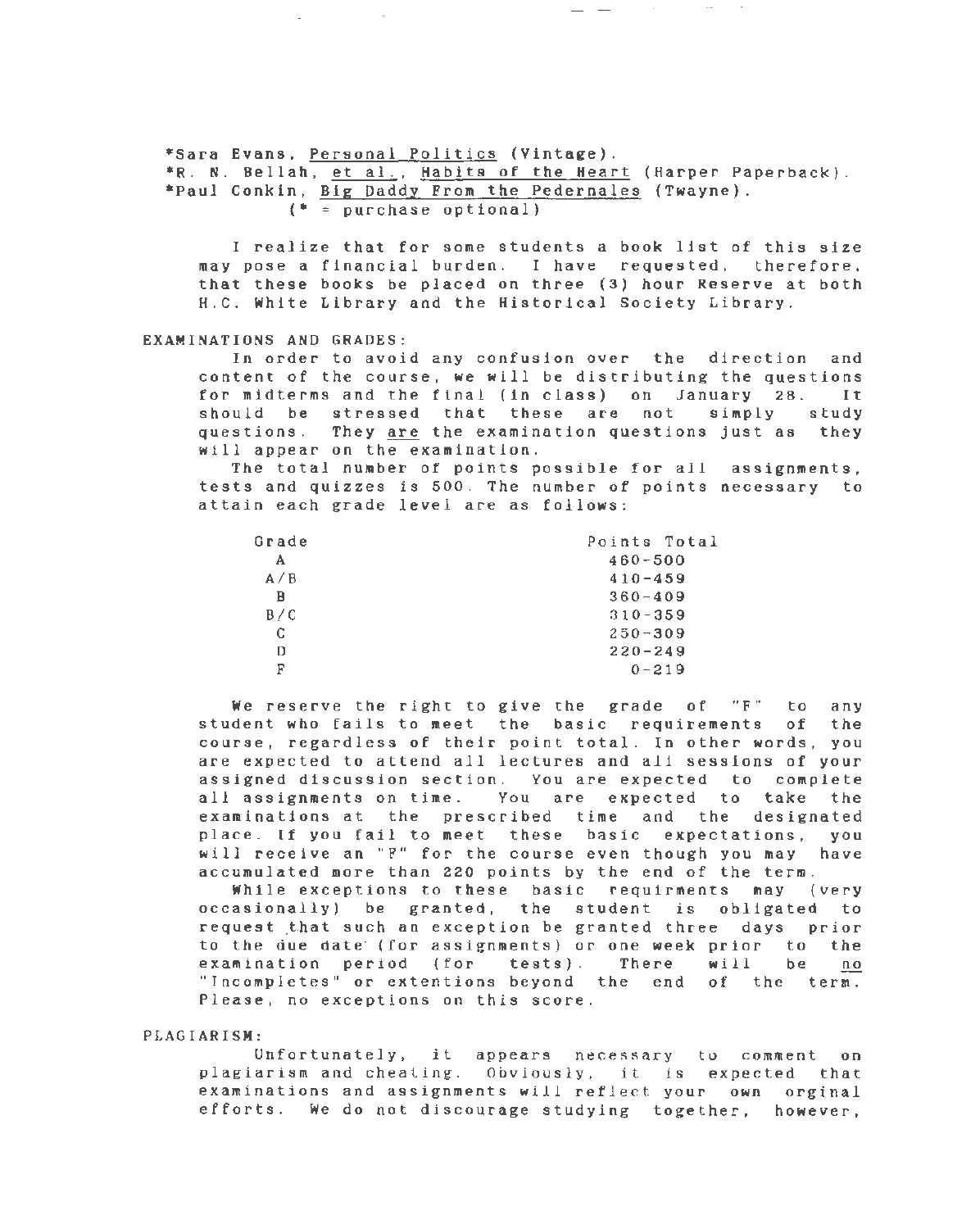*Sara Evans, Personal Politics (Vintage).
*R. N. Bellah, et al., Habits of the Heart (Harper Paperback).
*Paul Conkin, Big Daddy From the Pedernales (Twayne).
(* = purchase optional)

I realize that for some students a book list of this size may pose a financial burden. I have requested, therefore, that these books be placed on three (3) hour Reserve at both H.C. White Library and the Historical Society Library.

EXAMINATIONS AND GRADES:

In order to avoid any confusion over the direction and content of the course, we will be distributing the questions for midterms and the final (in class) on January 28. It should be stressed that these are not simply study questions. They are the examination questions just as they will appear on the examination.

The total number of points possible for all assignments, tests and quizzes is 500. The number of points necessary to attain each grade level are as follows:

| Grade | Points Total |
|---|---|
| A | 460-500 |
| A/B | 410-459 |
| B | 360-409 |
| B/C | 310-359 |
| C | 250-309 |
| D | 220-249 |
| F | 0-219 |

We reserve the right to give the grade of "F" to any student who fails to meet the basic requirements of the course, regardless of their point total. In other words, you are expected to attend all lectures and all sessions of your assigned discussion section. You are expected to complete all assignments on time. You are expected to take the examinations at the prescribed time and the designated place. If you fail to meet these basic expectations, you will receive an "F" for the course even though you may have accumulated more than 220 points by the end of the term.

While exceptions to these basic requirments may (very occasionally) be granted, the student is obligated to request that such an exception be granted three days prior to the due date (for assignments) or one week prior to the examination period (for tests). There will be no "Incompletes" or extentions beyond the end of the term. Please, no exceptions on this score.

PLAGIARISM:

Unfortunately, it appears necessary to comment on plagiarism and cheating. Obviously, it is expected that examinations and assignments will reflect your own orginal efforts. We do not discourage studying together, however,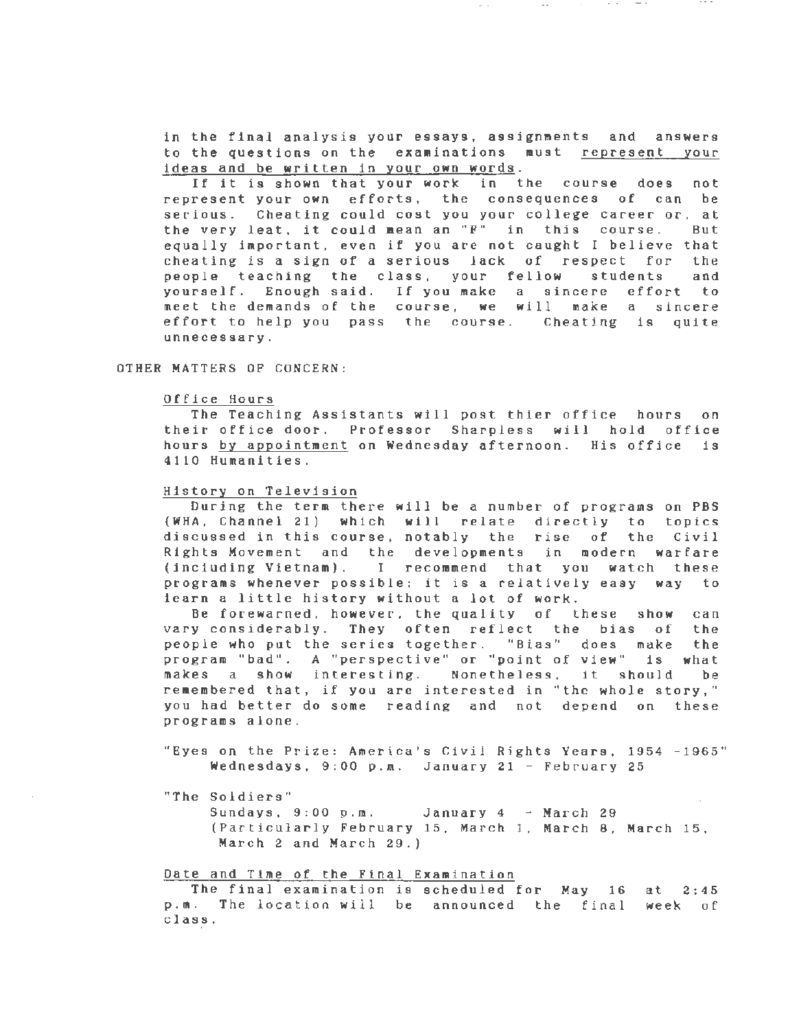in the final analysis your essays, assignments and answers to the questions on the examinations must <u>represent your ideas and be written in your own words</u>.

If it is shown that your work in the course does not represent your own efforts, the consequences of can be serious. Cheating could cost you your college career or, at the very leat, it could mean an "F" in this course. But equally important, even if you are not caught I believe that cheating is a sign of a serious lack of respect for the people teaching the class, your fellow students and yourself. Enough said. If you make a sincere effort to meet the demands of the course, we will make a sincere effort to help you pass the course. Cheating is quite unnecessary.

OTHER MATTERS OF CONCERN:

<u>Office Hours</u>

The Teaching Assistants will post thier office hours on their office door. Professor Sharpless will hold office hours <u>by appointment</u> on Wednesday afternoon. His office is 4110 Humanities.

<u>History on Television</u>

During the term there will be a number of programs on PBS (WHA, Channel 21) which will relate directly to topics discussed in this course, notably the rise of the Civil Rights Movement and the developments in modern warfare (including Vietnam). I recommend that you watch these programs whenever possible: it is a relatively easy way to learn a little history without a lot of work.

Be forewarned, however, the quality of these show can vary considerably. They often reflect the bias of the people who put the series together. "Bias" does make the program "bad". A "perspective" or "point of view" is what makes a show interesting. Nonetheless, it should be remembered that, if you are interested in "the whole story," you had better do some reading and not depend on these programs alone.

"Eyes on the Prize: America's Civil Rights Years, 1954 -1965"
    Wednesdays, 9:00 p.m. January 21 - February 25

"The Soldiers"
    Sundays, 9:00 p.m. January 4 - March 29
    (Particularly February 15, March 1, March 8, March 15, March 2 and March 29.)

<u>Date and Time of the Final Examination</u>

The final examination is scheduled for May 16 at 2:45 p.m. The location will be announced the final week of class.